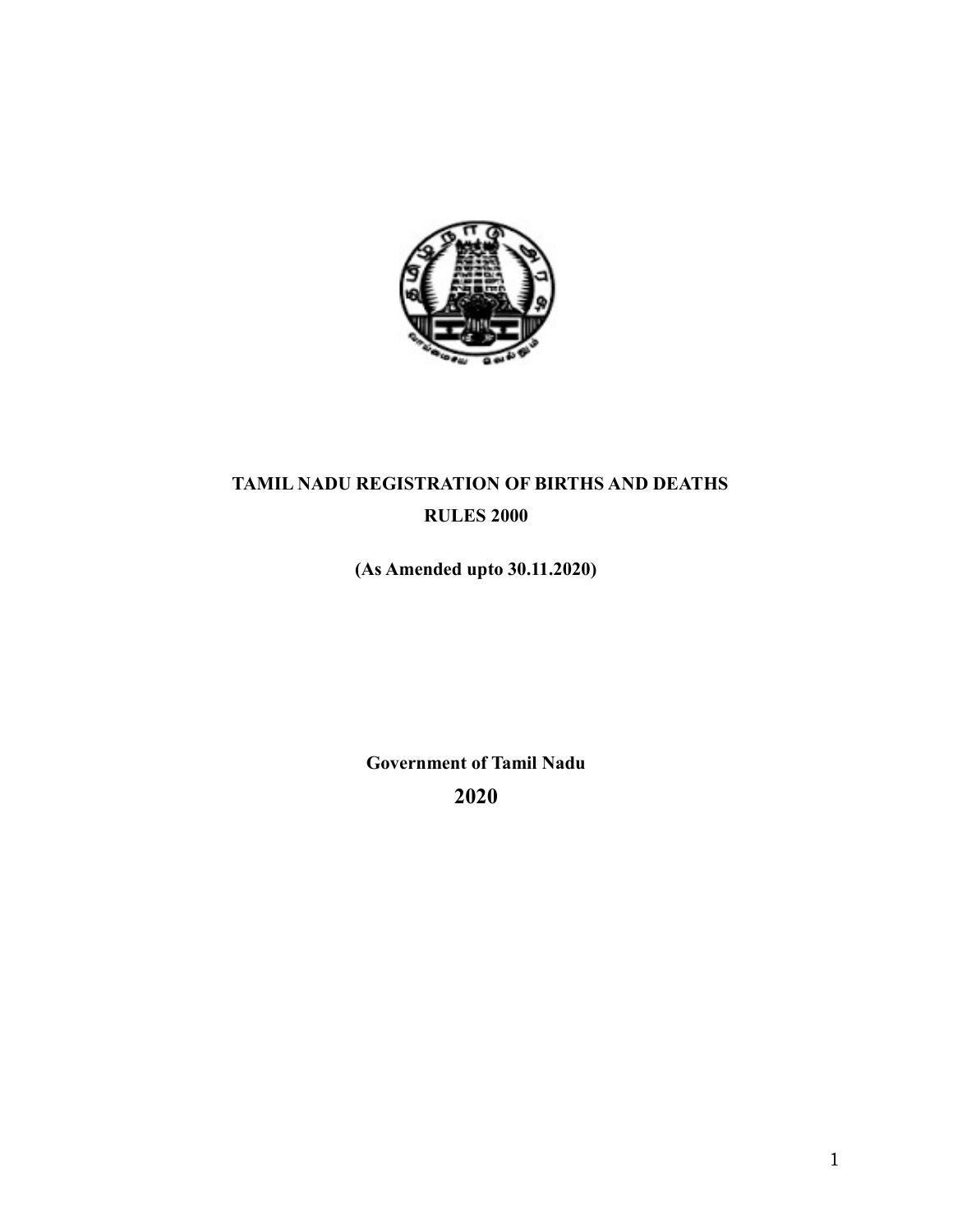# TAMIL NADU REGISTRATION OF BIRTHS AND DEATHS RULES 2000

**(As Amended upto 30.11.2020)**

**Government of Tamil Nadu**

**2020**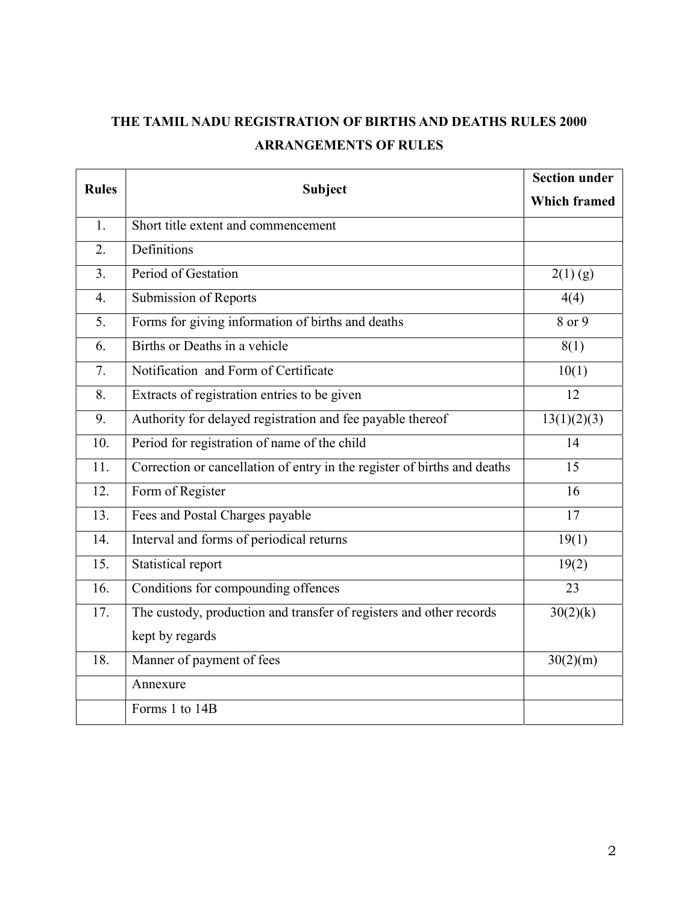# THE TAMIL NADU REGISTRATION OF BIRTHS AND DEATHS RULES 2000

## ARRANGEMENTS OF RULES

| Rules | Subject | Section under Which framed |
|---|---|---|
| 1. | Short title extent and commencement | |
| 2. | Definitions | |
| 3. | Period of Gestation | 2(1) (g) |
| 4. | Submission of Reports | 4(4) |
| 5. | Forms for giving information of births and deaths | 8 or 9 |
| 6. | Births or Deaths in a vehicle | 8(1) |
| 7. | Notification and Form of Certificate | 10(1) |
| 8. | Extracts of registration entries to be given | 12 |
| 9. | Authority for delayed registration and fee payable thereof | 13(1)(2)(3) |
| 10. | Period for registration of name of the child | 14 |
| 11. | Correction or cancellation of entry in the register of births and deaths | 15 |
| 12. | Form of Register | 16 |
| 13. | Fees and Postal Charges payable | 17 |
| 14. | Interval and forms of periodical returns | 19(1) |
| 15. | Statistical report | 19(2) |
| 16. | Conditions for compounding offences | 23 |
| 17. | The custody, production and transfer of registers and other records kept by regards | 30(2)(k) |
| 18. | Manner of payment of fees | 30(2)(m) |
| | Annexure | |
| | Forms 1 to 14B | |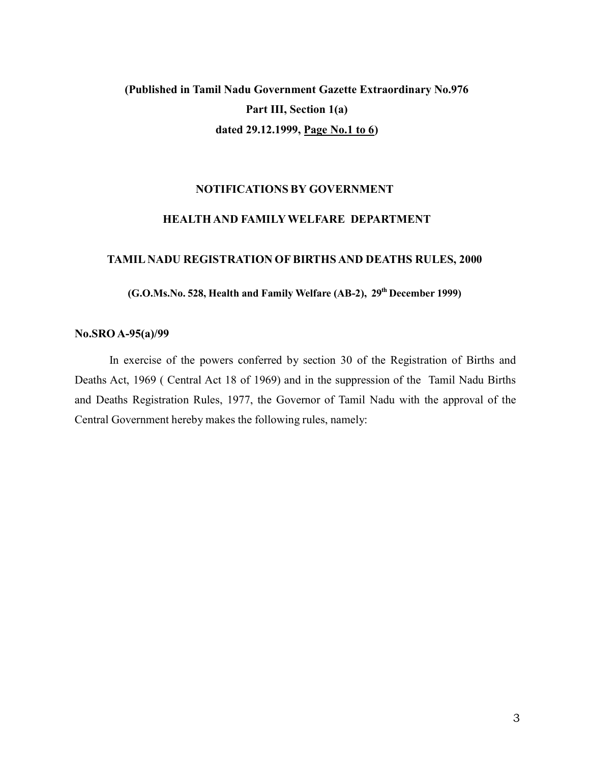**(Published in Tamil Nadu Government Gazette Extraordinary No.976**
**Part III, Section 1(a)**
**dated 29.12.1999, Page No.1 to 6)**

## NOTIFICATIONS BY GOVERNMENT

## HEALTH AND FAMILY WELFARE DEPARTMENT

## TAMIL NADU REGISTRATION OF BIRTHS AND DEATHS RULES, 2000

**(G.O.Ms.No. 528, Health and Family Welfare (AB-2), 29th December 1999)**

**No.SRO A-95(a)/99**

In exercise of the powers conferred by section 30 of the Registration of Births and Deaths Act, 1969 ( Central Act 18 of 1969) and in the suppression of the Tamil Nadu Births and Deaths Registration Rules, 1977, the Governor of Tamil Nadu with the approval of the Central Government hereby makes the following rules, namely: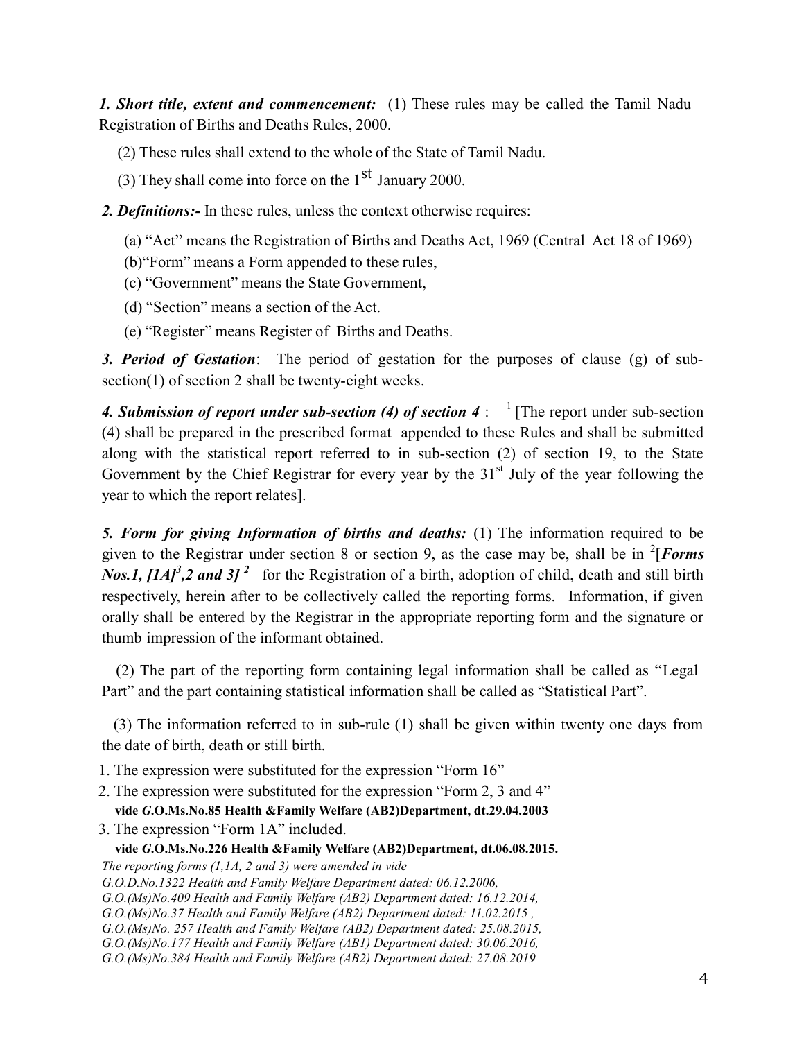***1. Short title, extent and commencement:*** (1) These rules may be called the Tamil Nadu Registration of Births and Deaths Rules, 2000.

(2) These rules shall extend to the whole of the State of Tamil Nadu.

(3) They shall come into force on the 1st January 2000.

***2. Definitions:-*** In these rules, unless the context otherwise requires:

(a) "Act" means the Registration of Births and Deaths Act, 1969 (Central Act 18 of 1969)

(b) "Form" means a Form appended to these rules,

(c) "Government" means the State Government,

(d) "Section" means a section of the Act.

(e) "Register" means Register of Births and Deaths.

***3. Period of Gestation***: The period of gestation for the purposes of clause (g) of sub-section(1) of section 2 shall be twenty-eight weeks.

***4. Submission of report under sub-section (4) of section 4*** :– [1] [The report under sub-section (4) shall be prepared in the prescribed format appended to these Rules and shall be submitted along with the statistical report referred to in sub-section (2) of section 19, to the State Government by the Chief Registrar for every year by the 31st July of the year following the year to which the report relates].

***5. Form for giving Information of births and deaths:*** (1) The information required to be given to the Registrar under section 8 or section 9, as the case may be, shall be in [2][***Forms Nos.1, [1A]***[3]***,2 and 3]*** [2] for the Registration of a birth, adoption of child, death and still birth respectively, herein after to be collectively called the reporting forms. Information, if given orally shall be entered by the Registrar in the appropriate reporting form and the signature or thumb impression of the informant obtained.

(2) The part of the reporting form containing legal information shall be called as "Legal Part" and the part containing statistical information shall be called as "Statistical Part".

(3) The information referred to in sub-rule (1) shall be given within twenty one days from the date of birth, death or still birth.

---

1. The expression were substituted for the expression "Form 16"
2. The expression were substituted for the expression "Form 2, 3 and 4"
   **vide G.O.Ms.No.85 Health &Family Welfare (AB2)Department, dt.29.04.2003**
3. The expression "Form 1A" included.
   **vide G.O.Ms.No.226 Health &Family Welfare (AB2)Department, dt.06.08.2015.**

*The reporting forms (1,1A, 2 and 3) were amended in vide*
*G.O.D.No.1322 Health and Family Welfare Department dated: 06.12.2006,*
*G.O.(Ms)No.409 Health and Family Welfare (AB2) Department dated: 16.12.2014,*
*G.O.(Ms)No.37 Health and Family Welfare (AB2) Department dated: 11.02.2015 ,*
*G.O.(Ms)No. 257 Health and Family Welfare (AB2) Department dated: 25.08.2015,*
*G.O.(Ms)No.177 Health and Family Welfare (AB1) Department dated: 30.06.2016,*
*G.O.(Ms)No.384 Health and Family Welfare (AB2) Department dated: 27.08.2019*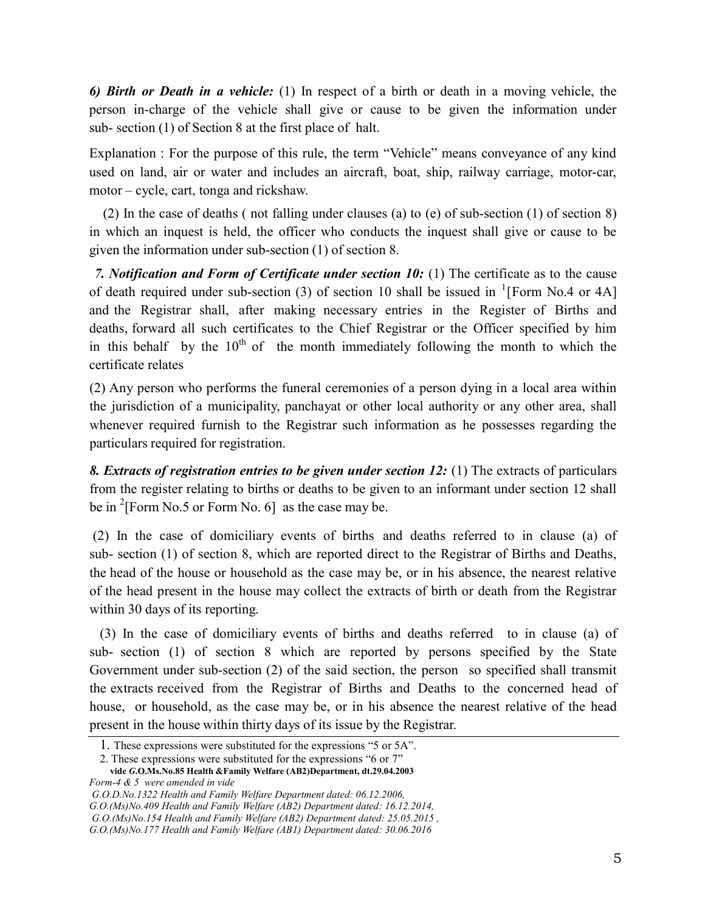***6) Birth or Death in a vehicle:*** (1) In respect of a birth or death in a moving vehicle, the person in-charge of the vehicle shall give or cause to be given the information under sub- section (1) of Section 8 at the first place of halt.

Explanation : For the purpose of this rule, the term "Vehicle" means conveyance of any kind used on land, air or water and includes an aircraft, boat, ship, railway carriage, motor-car, motor – cycle, cart, tonga and rickshaw.

(2) In the case of deaths ( not falling under clauses (a) to (e) of sub-section (1) of section 8) in which an inquest is held, the officer who conducts the inquest shall give or cause to be given the information under sub-section (1) of section 8.

***7. Notification and Form of Certificate under section 10:*** (1) The certificate as to the cause of death required under sub-section (3) of section 10 shall be issued in [1][Form No.4 or 4A] and the Registrar shall, after making necessary entries in the Register of Births and deaths, forward all such certificates to the Chief Registrar or the Officer specified by him in this behalf by the 10th of the month immediately following the month to which the certificate relates

(2) Any person who performs the funeral ceremonies of a person dying in a local area within the jurisdiction of a municipality, panchayat or other local authority or any other area, shall whenever required furnish to the Registrar such information as he possesses regarding the particulars required for registration.

***8. Extracts of registration entries to be given under section 12:*** (1) The extracts of particulars from the register relating to births or deaths to be given to an informant under section 12 shall be in [2][Form No.5 or Form No. 6] as the case may be.

(2) In the case of domiciliary events of births and deaths referred to in clause (a) of sub- section (1) of section 8, which are reported direct to the Registrar of Births and Deaths, the head of the house or household as the case may be, or in his absence, the nearest relative of the head present in the house may collect the extracts of birth or death from the Registrar within 30 days of its reporting.

(3) In the case of domiciliary events of births and deaths referred to in clause (a) of sub- section (1) of section 8 which are reported by persons specified by the State Government under sub-section (2) of the said section, the person so specified shall transmit the extracts received from the Registrar of Births and Deaths to the concerned head of house, or household, as the case may be, or in his absence the nearest relative of the head present in the house within thirty days of its issue by the Registrar.

---

1. These expressions were substituted for the expressions "5 or 5A".
2. These expressions were substituted for the expressions "6 or 7"

**vide G.O.Ms.No.85 Health &Family Welfare (AB2)Department, dt.29.04.2003**

*Form-4 & 5 were amended in vide*

*G.O.D.No.1322 Health and Family Welfare Department dated: 06.12.2006,*

*G.O.(Ms)No.409 Health and Family Welfare (AB2) Department dated: 16.12.2014,*

*G.O.(Ms)No.154 Health and Family Welfare (AB2) Department dated: 25.05.2015 ,*

*G.O.(Ms)No.177 Health and Family Welfare (AB1) Department dated: 30.06.2016*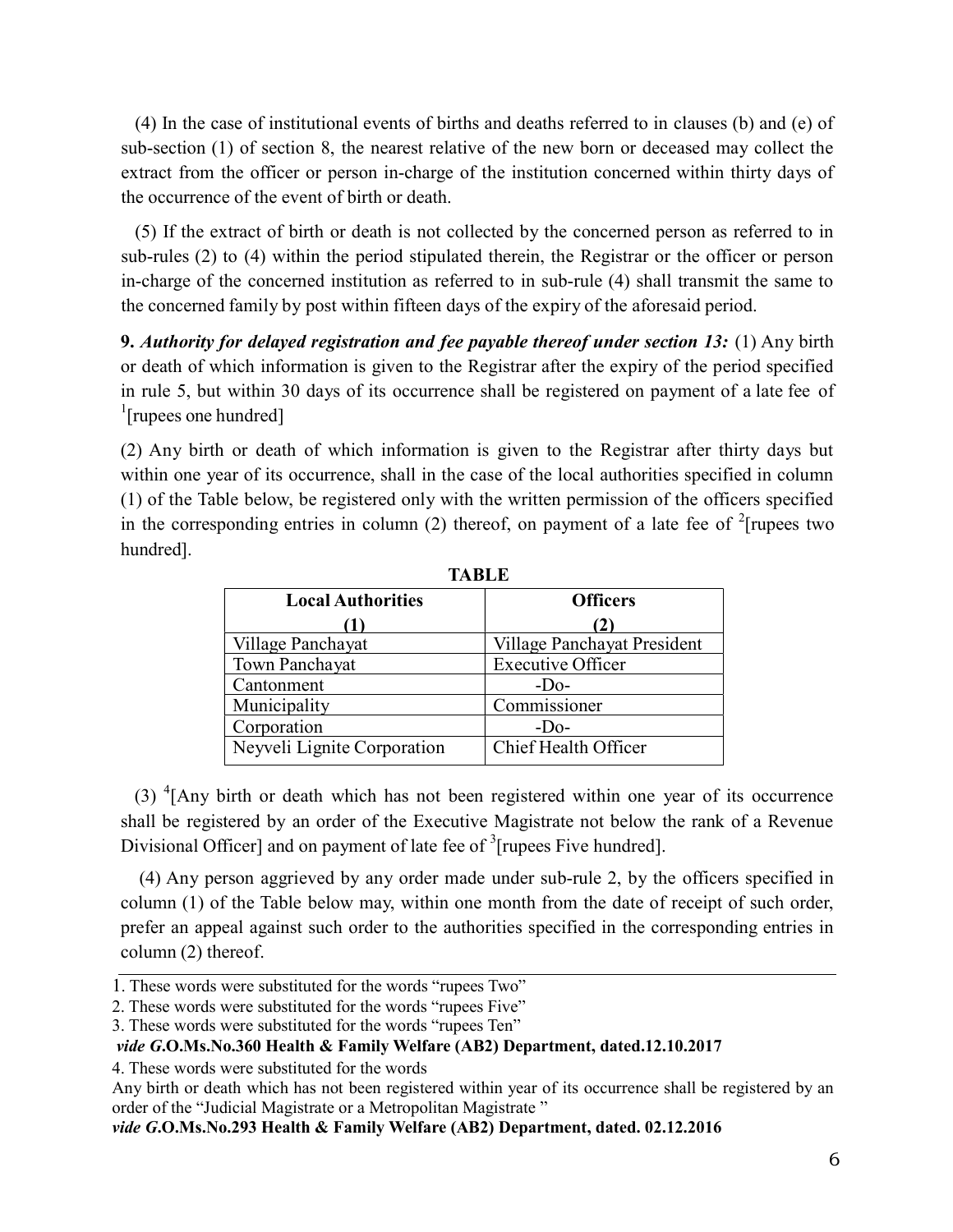(4) In the case of institutional events of births and deaths referred to in clauses (b) and (e) of sub-section (1) of section 8, the nearest relative of the new born or deceased may collect the extract from the officer or person in-charge of the institution concerned within thirty days of the occurrence of the event of birth or death.

(5) If the extract of birth or death is not collected by the concerned person as referred to in sub-rules (2) to (4) within the period stipulated therein, the Registrar or the officer or person in-charge of the concerned institution as referred to in sub-rule (4) shall transmit the same to the concerned family by post within fifteen days of the expiry of the aforesaid period.

**9.** ***Authority for delayed registration and fee payable thereof under section 13:*** (1) Any birth or death of which information is given to the Registrar after the expiry of the period specified in rule 5, but within 30 days of its occurrence shall be registered on payment of a late fee of [1][rupees one hundred]

(2) Any birth or death of which information is given to the Registrar after thirty days but within one year of its occurrence, shall in the case of the local authorities specified in column (1) of the Table below, be registered only with the written permission of the officers specified in the corresponding entries in column (2) thereof, on payment of a late fee of [2][rupees two hundred].

**TABLE**

| Local Authorities (1) | Officers (2) |
|---|---|
| Village Panchayat | Village Panchayat President |
| Town Panchayat | Executive Officer |
| Cantonment | -Do- |
| Municipality | Commissioner |
| Corporation | -Do- |
| Neyveli Lignite Corporation | Chief Health Officer |

(3) [4][Any birth or death which has not been registered within one year of its occurrence shall be registered by an order of the Executive Magistrate not below the rank of a Revenue Divisional Officer] and on payment of late fee of [3][rupees Five hundred].

(4) Any person aggrieved by any order made under sub-rule 2, by the officers specified in column (1) of the Table below may, within one month from the date of receipt of such order, prefer an appeal against such order to the authorities specified in the corresponding entries in column (2) thereof.

---

1. These words were substituted for the words "rupees Two"
2. These words were substituted for the words "rupees Five"
3. These words were substituted for the words "rupees Ten"

***vide G*.O.Ms.No.360 Health & Family Welfare (AB2) Department, dated.12.10.2017**

4. These words were substituted for the words

Any birth or death which has not been registered within year of its occurrence shall be registered by an order of the "Judicial Magistrate or a Metropolitan Magistrate "

***vide G*.O.Ms.No.293 Health & Family Welfare (AB2) Department, dated. 02.12.2016**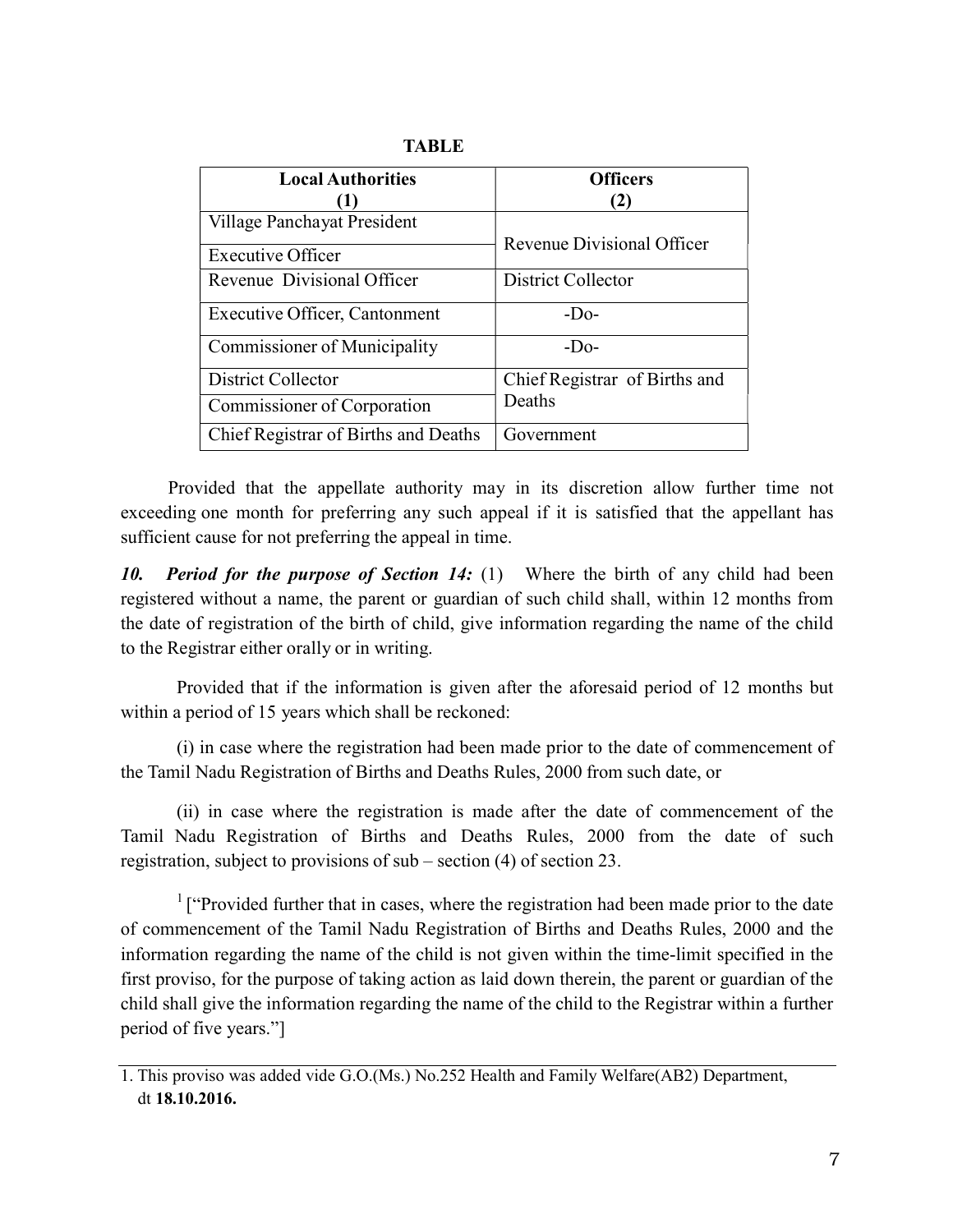**TABLE**

| Local Authorities<br>(1) | Officers<br>(2) |
|---|---|
| Village Panchayat President | Revenue Divisional Officer |
| Executive Officer | |
| Revenue Divisional Officer | District Collector |
| Executive Officer, Cantonment | -Do- |
| Commissioner of Municipality | -Do- |
| District Collector | Chief Registrar of Births and Deaths |
| Commissioner of Corporation | |
| Chief Registrar of Births and Deaths | Government |

Provided that the appellate authority may in its discretion allow further time not exceeding one month for preferring any such appeal if it is satisfied that the appellant has sufficient cause for not preferring the appeal in time.

***10. Period for the purpose of Section 14:*** (1) Where the birth of any child had been registered without a name, the parent or guardian of such child shall, within 12 months from the date of registration of the birth of child, give information regarding the name of the child to the Registrar either orally or in writing.

Provided that if the information is given after the aforesaid period of 12 months but within a period of 15 years which shall be reckoned:

(i) in case where the registration had been made prior to the date of commencement of the Tamil Nadu Registration of Births and Deaths Rules, 2000 from such date, or

(ii) in case where the registration is made after the date of commencement of the Tamil Nadu Registration of Births and Deaths Rules, 2000 from the date of such registration, subject to provisions of sub – section (4) of section 23.

[1] ["Provided further that in cases, where the registration had been made prior to the date of commencement of the Tamil Nadu Registration of Births and Deaths Rules, 2000 and the information regarding the name of the child is not given within the time-limit specified in the first proviso, for the purpose of taking action as laid down therein, the parent or guardian of the child shall give the information regarding the name of the child to the Registrar within a further period of five years."]

1. This proviso was added vide G.O.(Ms.) No.252 Health and Family Welfare(AB2) Department, dt **18.10.2016.**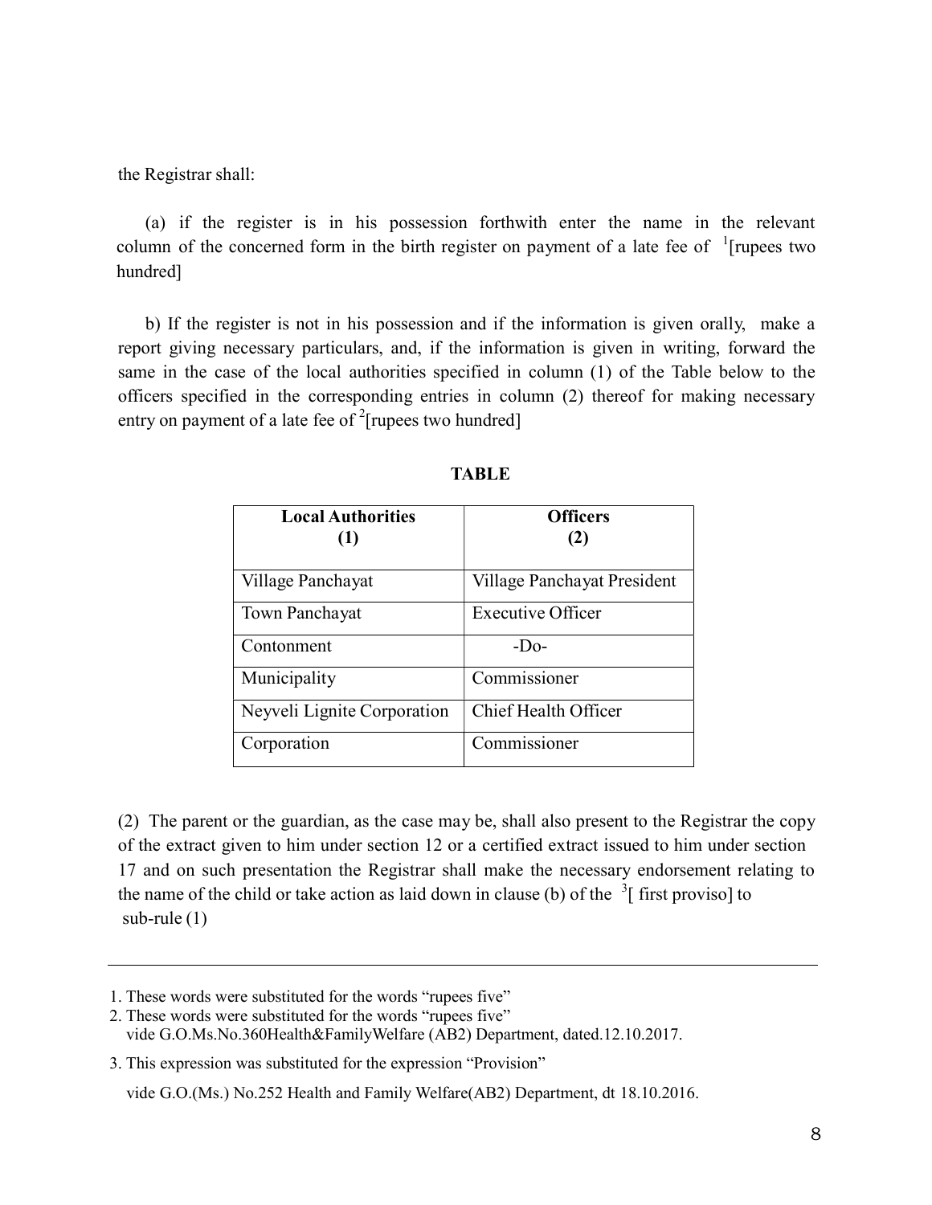the Registrar shall:

(a) if the register is in his possession forthwith enter the name in the relevant column of the concerned form in the birth register on payment of a late fee of [1][rupees two hundred]

b) If the register is not in his possession and if the information is given orally, make a report giving necessary particulars, and, if the information is given in writing, forward the same in the case of the local authorities specified in column (1) of the Table below to the officers specified in the corresponding entries in column (2) thereof for making necessary entry on payment of a late fee of [2][rupees two hundred]

**TABLE**

| **Local Authorities (1)** | **Officers (2)** |
|---|---|
| Village Panchayat | Village Panchayat President |
| Town Panchayat | Executive Officer |
| Contonment | -Do- |
| Municipality | Commissioner |
| Neyveli Lignite Corporation | Chief Health Officer |
| Corporation | Commissioner |

(2) The parent or the guardian, as the case may be, shall also present to the Registrar the copy of the extract given to him under section 12 or a certified extract issued to him under section 17 and on such presentation the Registrar shall make the necessary endorsement relating to the name of the child or take action as laid down in clause (b) of the [3][ first proviso] to sub-rule (1)

---

1. These words were substituted for the words "rupees five"
2. These words were substituted for the words "rupees five" vide G.O.Ms.No.360Health&FamilyWelfare (AB2) Department, dated.12.10.2017.
3. This expression was substituted for the expression "Provision" vide G.O.(Ms.) No.252 Health and Family Welfare(AB2) Department, dt 18.10.2016.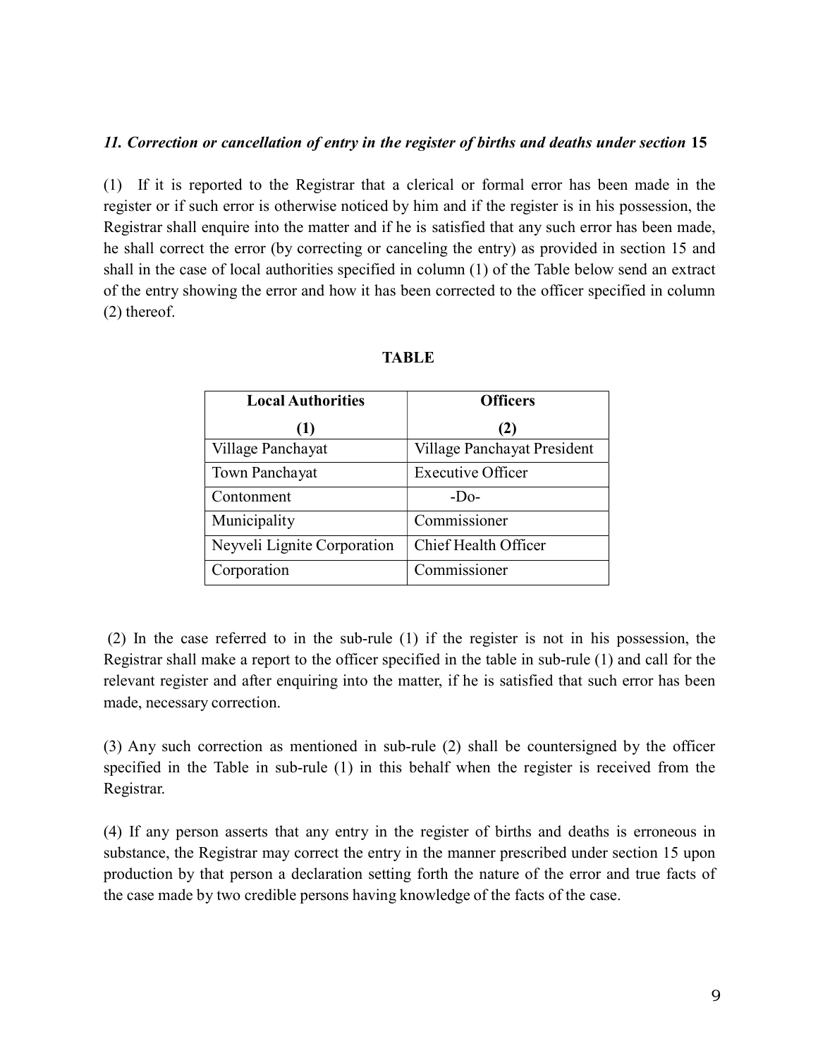### *11. Correction or cancellation of entry in the register of births and deaths under section* **15**

(1) If it is reported to the Registrar that a clerical or formal error has been made in the register or if such error is otherwise noticed by him and if the register is in his possession, the Registrar shall enquire into the matter and if he is satisfied that any such error has been made, he shall correct the error (by correcting or canceling the entry) as provided in section 15 and shall in the case of local authorities specified in column (1) of the Table below send an extract of the entry showing the error and how it has been corrected to the officer specified in column (2) thereof.

**TABLE**

| **Local Authorities** | **Officers** |
|---|---|
| **(1)** | **(2)** |
| Village Panchayat | Village Panchayat President |
| Town Panchayat | Executive Officer |
| Contonment | -Do- |
| Municipality | Commissioner |
| Neyveli Lignite Corporation | Chief Health Officer |
| Corporation | Commissioner |

(2) In the case referred to in the sub-rule (1) if the register is not in his possession, the Registrar shall make a report to the officer specified in the table in sub-rule (1) and call for the relevant register and after enquiring into the matter, if he is satisfied that such error has been made, necessary correction.

(3) Any such correction as mentioned in sub-rule (2) shall be countersigned by the officer specified in the Table in sub-rule (1) in this behalf when the register is received from the Registrar.

(4) If any person asserts that any entry in the register of births and deaths is erroneous in substance, the Registrar may correct the entry in the manner prescribed under section 15 upon production by that person a declaration setting forth the nature of the error and true facts of the case made by two credible persons having knowledge of the facts of the case.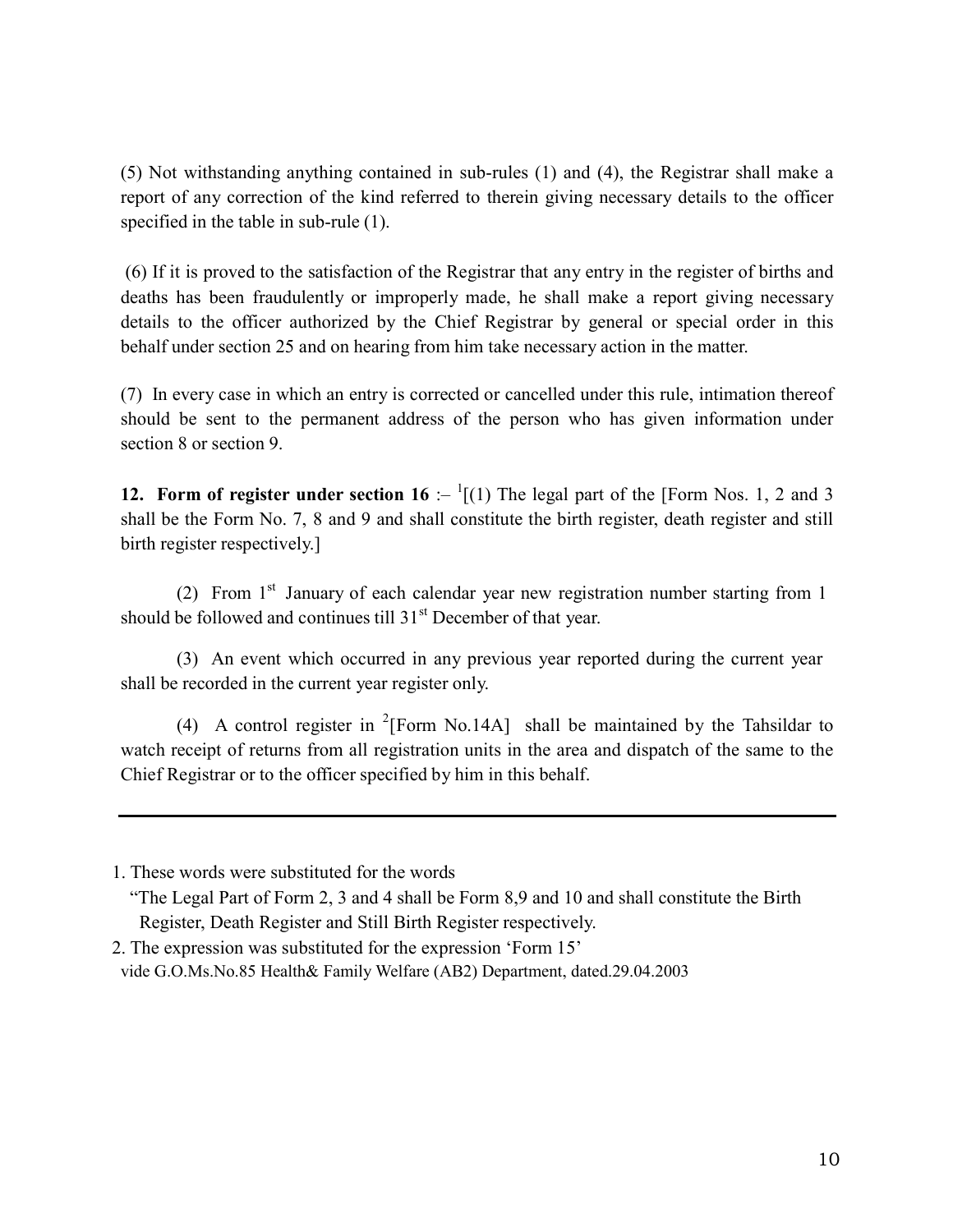(5) Not withstanding anything contained in sub-rules (1) and (4), the Registrar shall make a report of any correction of the kind referred to therein giving necessary details to the officer specified in the table in sub-rule (1).

(6) If it is proved to the satisfaction of the Registrar that any entry in the register of births and deaths has been fraudulently or improperly made, he shall make a report giving necessary details to the officer authorized by the Chief Registrar by general or special order in this behalf under section 25 and on hearing from him take necessary action in the matter.

(7) In every case in which an entry is corrected or cancelled under this rule, intimation thereof should be sent to the permanent address of the person who has given information under section 8 or section 9.

**12. Form of register under section 16** :– [1][(1) The legal part of the [Form Nos. 1, 2 and 3 shall be the Form No. 7, 8 and 9 and shall constitute the birth register, death register and still birth register respectively.]

(2) From 1st January of each calendar year new registration number starting from 1 should be followed and continues till 31st December of that year.

(3) An event which occurred in any previous year reported during the current year shall be recorded in the current year register only.

(4) A control register in [2][Form No.14A] shall be maintained by the Tahsildar to watch receipt of returns from all registration units in the area and dispatch of the same to the Chief Registrar or to the officer specified by him in this behalf.

---

1. These words were substituted for the words
   "The Legal Part of Form 2, 3 and 4 shall be Form 8,9 and 10 and shall constitute the Birth Register, Death Register and Still Birth Register respectively.
2. The expression was substituted for the expression 'Form 15'
   vide G.O.Ms.No.85 Health& Family Welfare (AB2) Department, dated.29.04.2003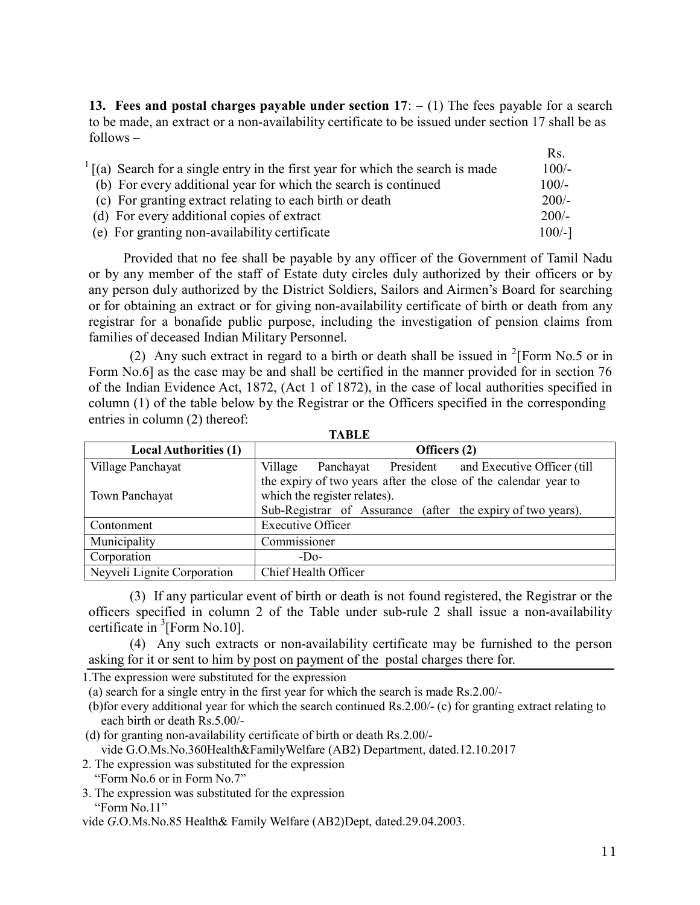**13. Fees and postal charges payable under section 17**: – (1) The fees payable for a search to be made, an extract or a non-availability certificate to be issued under section 17 shall be as follows –

| | Rs. |
|---|---|
| [1][(a) Search for a single entry in the first year for which the search is made | 100/- |
| (b) For every additional year for which the search is continued | 100/- |
| (c) For granting extract relating to each birth or death | 200/- |
| (d) For every additional copies of extract | 200/- |
| (e) For granting non-availability certificate | 100/-] |

Provided that no fee shall be payable by any officer of the Government of Tamil Nadu or by any member of the staff of Estate duty circles duly authorized by their officers or by any person duly authorized by the District Soldiers, Sailors and Airmen's Board for searching or for obtaining an extract or for giving non-availability certificate of birth or death from any registrar for a bonafide public purpose, including the investigation of pension claims from families of deceased Indian Military Personnel.

(2) Any such extract in regard to a birth or death shall be issued in [2][Form No.5 or in Form No.6] as the case may be and shall be certified in the manner provided for in section 76 of the Indian Evidence Act, 1872, (Act 1 of 1872), in the case of local authorities specified in column (1) of the table below by the Registrar or the Officers specified in the corresponding entries in column (2) thereof:

**TABLE**

| Local Authorities (1) | Officers (2) |
|---|---|
| Village Panchayat<br><br>Town Panchayat | Village Panchayat President and Executive Officer (till the expiry of two years after the close of the calendar year to which the register relates).<br>Sub-Registrar of Assurance (after the expiry of two years). |
| Contonment | Executive Officer |
| Municipality | Commissioner |
| Corporation | -Do- |
| Neyveli Lignite Corporation | Chief Health Officer |

(3) If any particular event of birth or death is not found registered, the Registrar or the officers specified in column 2 of the Table under sub-rule 2 shall issue a non-availability certificate in [3][Form No.10].

(4) Any such extracts or non-availability certificate may be furnished to the person asking for it or sent to him by post on payment of the postal charges there for.

---

1.The expression were substituted for the expression
(a) search for a single entry in the first year for which the search is made Rs.2.00/-
(b)for every additional year for which the search continued Rs.2.00/- (c) for granting extract relating to each birth or death Rs.5.00/-
(d) for granting non-availability certificate of birth or death Rs.2.00/-
vide G.O.Ms.No.360Health&FamilyWelfare (AB2) Department, dated.12.10.2017

2. The expression was substituted for the expression
"Form No.6 or in Form No.7"

3. The expression was substituted for the expression
"Form No.11"

vide *G*.O.Ms.No.85 Health& Family Welfare (AB2)Dept, dated.29.04.2003.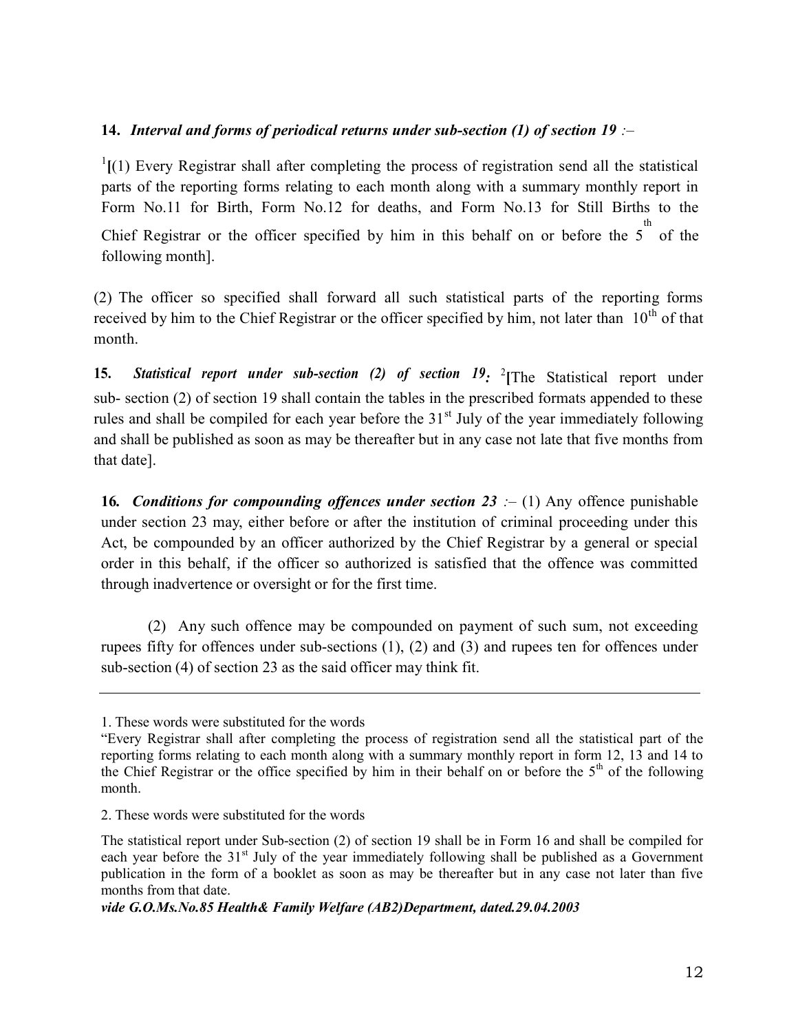**14.** ***Interval and forms of periodical returns under sub-section (1) of section 19*** *:–*

[1][(1) Every Registrar shall after completing the process of registration send all the statistical parts of the reporting forms relating to each month along with a summary monthly report in Form No.11 for Birth, Form No.12 for deaths, and Form No.13 for Still Births to the Chief Registrar or the officer specified by him in this behalf on or before the 5th of the following month].

(2) The officer so specified shall forward all such statistical parts of the reporting forms received by him to the Chief Registrar or the officer specified by him, not later than 10th of that month.

**15.** ***Statistical report under sub-section (2) of section 19:*** [2][The Statistical report under sub- section (2) of section 19 shall contain the tables in the prescribed formats appended to these rules and shall be compiled for each year before the 31st July of the year immediately following and shall be published as soon as may be thereafter but in any case not late that five months from that date].

**16.** ***Conditions for compounding offences under section 23*** *:–* (1) Any offence punishable under section 23 may, either before or after the institution of criminal proceeding under this Act, be compounded by an officer authorized by the Chief Registrar by a general or special order in this behalf, if the officer so authorized is satisfied that the offence was committed through inadvertence or oversight or for the first time.

(2) Any such offence may be compounded on payment of such sum, not exceeding rupees fifty for offences under sub-sections (1), (2) and (3) and rupees ten for offences under sub-section (4) of section 23 as the said officer may think fit.

---

1. These words were substituted for the words

"Every Registrar shall after completing the process of registration send all the statistical part of the reporting forms relating to each month along with a summary monthly report in form 12, 13 and 14 to the Chief Registrar or the office specified by him in their behalf on or before the 5th of the following month.

2. These words were substituted for the words

The statistical report under Sub-section (2) of section 19 shall be in Form 16 and shall be compiled for each year before the 31st July of the year immediately following shall be published as a Government publication in the form of a booklet as soon as may be thereafter but in any case not later than five months from that date.

***vide G.O.Ms.No.85 Health& Family Welfare (AB2)Department, dated.29.04.2003***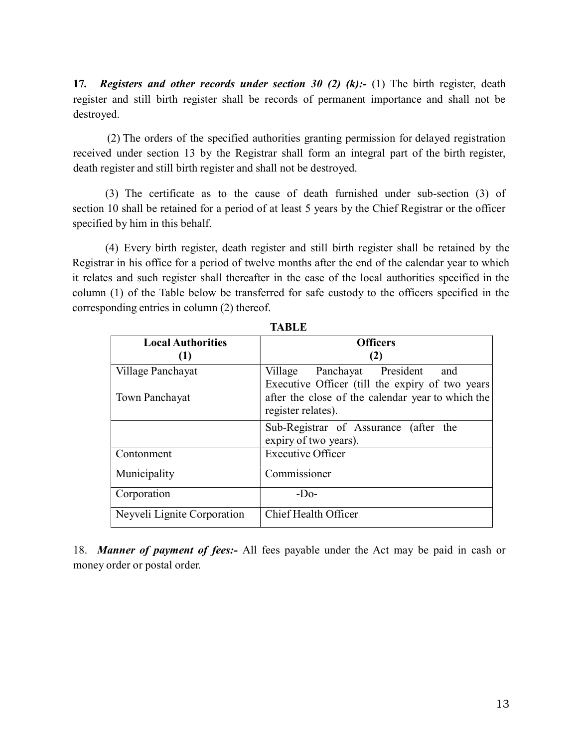**17.** ***Registers and other records under section 30 (2) (k):-*** (1) The birth register, death register and still birth register shall be records of permanent importance and shall not be destroyed.

(2) The orders of the specified authorities granting permission for delayed registration received under section 13 by the Registrar shall form an integral part of the birth register, death register and still birth register and shall not be destroyed.

(3) The certificate as to the cause of death furnished under sub-section (3) of section 10 shall be retained for a period of at least 5 years by the Chief Registrar or the officer specified by him in this behalf.

(4) Every birth register, death register and still birth register shall be retained by the Registrar in his office for a period of twelve months after the end of the calendar year to which it relates and such register shall thereafter in the case of the local authorities specified in the column (1) of the Table below be transferred for safe custody to the officers specified in the corresponding entries in column (2) thereof.

**TABLE**

| **Local Authorities (1)** | **Officers (2)** |
|---|---|
| Village Panchayat<br><br>Town Panchayat | Village Panchayat President and Executive Officer (till the expiry of two years after the close of the calendar year to which the register relates). |
| | Sub-Registrar of Assurance (after the expiry of two years). |
| Contonment | Executive Officer |
| Municipality | Commissioner |
| Corporation | -Do- |
| Neyveli Lignite Corporation | Chief Health Officer |

18. ***Manner of payment of fees:-*** All fees payable under the Act may be paid in cash or money order or postal order.